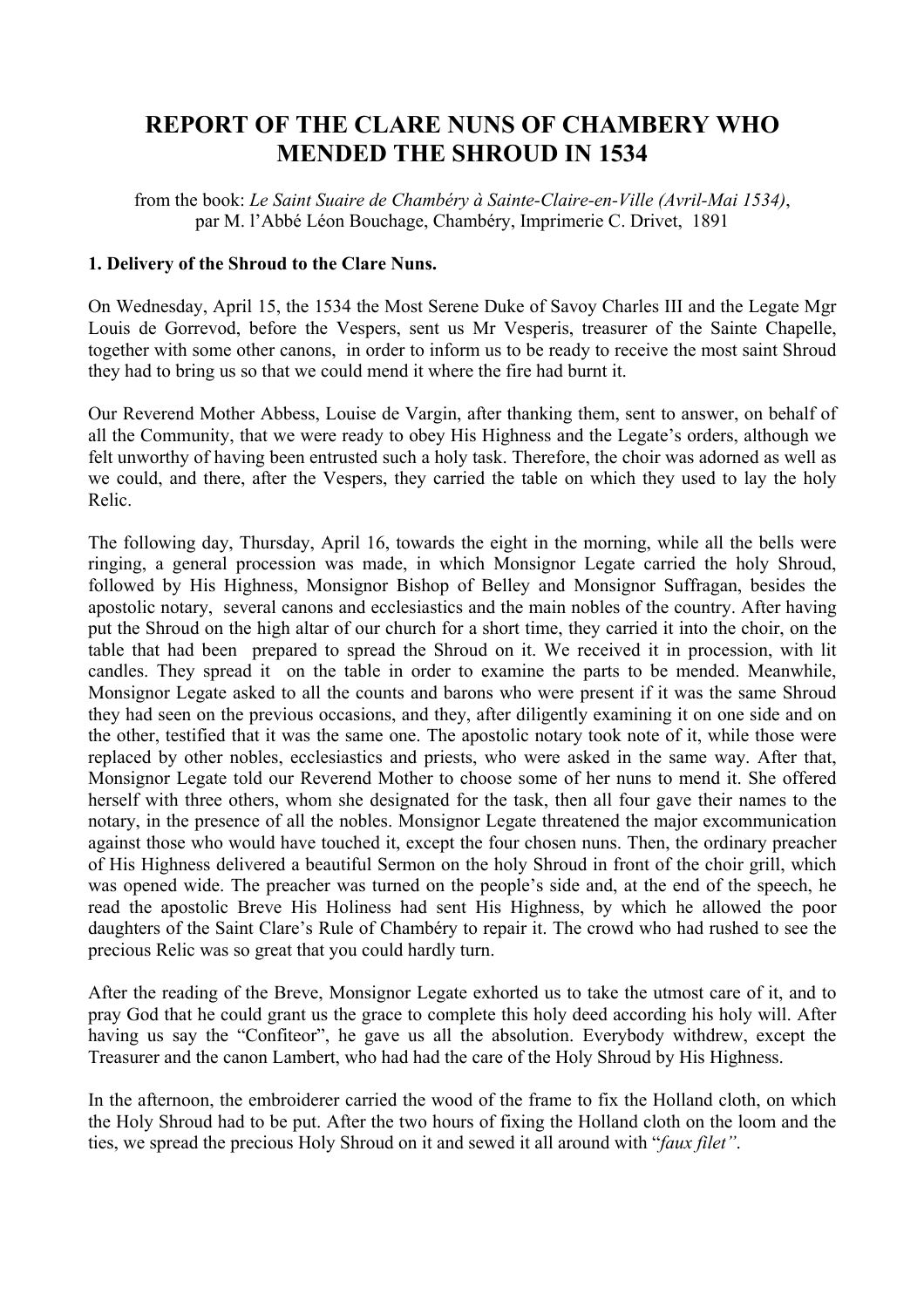# REPORT OF THE CLARE NUNS OF CHAMBERY WHO MENDED THE SHROUD IN 1534

from the book: *Le Saint Suaire de Chambéry à Sainte-Claire-en-Ville (Avril-Mai 1534)*, par M. l'Abbé Léon Bouchage, Chambéry, Imprimerie C. Drivet, 1891

### 1. Delivery of the Shroud to the Clare Nuns.

On Wednesday, April 15, the 1534 the Most Serene Duke of Savoy Charles III and the Legate Mgr Louis de Gorrevod, before the Vespers, sent us Mr Vesperis, treasurer of the Sainte Chapelle, together with some other canons, in order to inform us to be ready to receive the most saint Shroud they had to bring us so that we could mend it where the fire had burnt it.

Our Reverend Mother Abbess, Louise de Vargin, after thanking them, sent to answer, on behalf of all the Community, that we were ready to obey His Highness and the Legate's orders, although we felt unworthy of having been entrusted such a holy task. Therefore, the choir was adorned as well as we could, and there, after the Vespers, they carried the table on which they used to lay the holy Relic.

The following day, Thursday, April 16, towards the eight in the morning, while all the bells were ringing, a general procession was made, in which Monsignor Legate carried the holy Shroud, followed by His Highness, Monsignor Bishop of Belley and Monsignor Suffragan, besides the apostolic notary, several canons and ecclesiastics and the main nobles of the country. After having put the Shroud on the high altar of our church for a short time, they carried it into the choir, on the table that had been prepared to spread the Shroud on it. We received it in procession, with lit candles. They spread it on the table in order to examine the parts to be mended. Meanwhile, Monsignor Legate asked to all the counts and barons who were present if it was the same Shroud they had seen on the previous occasions, and they, after diligently examining it on one side and on the other, testified that it was the same one. The apostolic notary took note of it, while those were replaced by other nobles, ecclesiastics and priests, who were asked in the same way. After that, Monsignor Legate told our Reverend Mother to choose some of her nuns to mend it. She offered herself with three others, whom she designated for the task, then all four gave their names to the notary, in the presence of all the nobles. Monsignor Legate threatened the major excommunication against those who would have touched it, except the four chosen nuns. Then, the ordinary preacher of His Highness delivered a beautiful Sermon on the holy Shroud in front of the choir grill, which was opened wide. The preacher was turned on the people's side and, at the end of the speech, he read the apostolic Breve His Holiness had sent His Highness, by which he allowed the poor daughters of the Saint Clare's Rule of Chambéry to repair it. The crowd who had rushed to see the precious Relic was so great that you could hardly turn.

After the reading of the Breve, Monsignor Legate exhorted us to take the utmost care of it, and to pray God that he could grant us the grace to complete this holy deed according his holy will. After having us say the "Confiteor", he gave us all the absolution. Everybody withdrew, except the Treasurer and the canon Lambert, who had had the care of the Holy Shroud by His Highness.

In the afternoon, the embroiderer carried the wood of the frame to fix the Holland cloth, on which the Holy Shroud had to be put. After the two hours of fixing the Holland cloth on the loom and the ties, we spread the precious Holy Shroud on it and sewed it all around with "*faux filet*".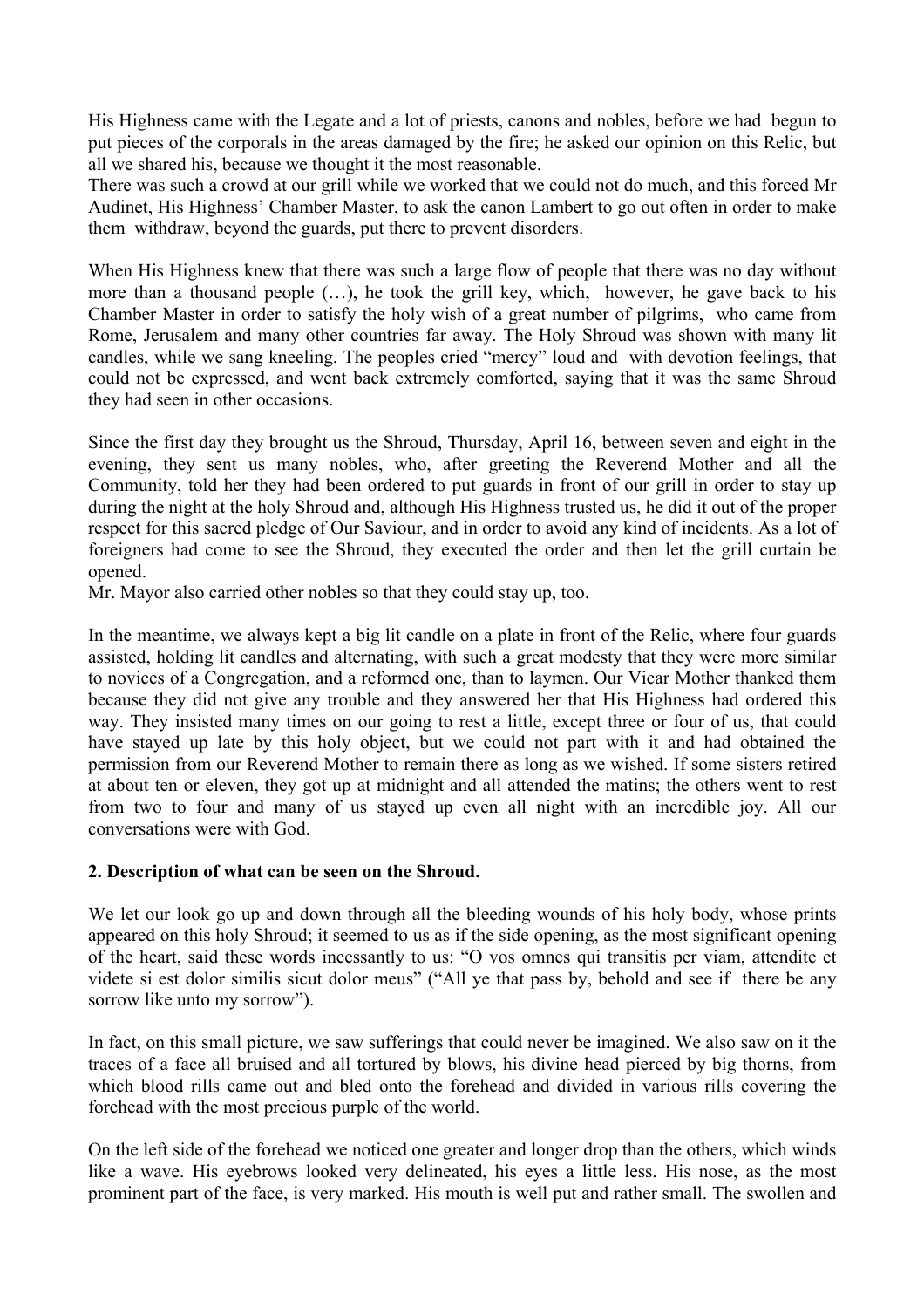His Highness came with the Legate and a lot of priests, canons and nobles, before we had begun to put pieces of the corporals in the areas damaged by the fire; he asked our opinion on this Relic, but all we shared his, because we thought it the most reasonable.
There was such a crowd at our grill while we worked that we could not do much, and this forced Mr Audinet, His Highness' Chamber Master, to ask the canon Lambert to go out often in order to make them withdraw, beyond the guards, put there to prevent disorders.

When His Highness knew that there was such a large flow of people that there was no day without more than a thousand people (…), he took the grill key, which, however, he gave back to his Chamber Master in order to satisfy the holy wish of a great number of pilgrims, who came from Rome, Jerusalem and many other countries far away. The Holy Shroud was shown with many lit candles, while we sang kneeling. The peoples cried "mercy" loud and with devotion feelings, that could not be expressed, and went back extremely comforted, saying that it was the same Shroud they had seen in other occasions.

Since the first day they brought us the Shroud, Thursday, April 16, between seven and eight in the evening, they sent us many nobles, who, after greeting the Reverend Mother and all the Community, told her they had been ordered to put guards in front of our grill in order to stay up during the night at the holy Shroud and, although His Highness trusted us, he did it out of the proper respect for this sacred pledge of Our Saviour, and in order to avoid any kind of incidents. As a lot of foreigners had come to see the Shroud, they executed the order and then let the grill curtain be opened.
Mr. Mayor also carried other nobles so that they could stay up, too.

In the meantime, we always kept a big lit candle on a plate in front of the Relic, where four guards assisted, holding lit candles and alternating, with such a great modesty that they were more similar to novices of a Congregation, and a reformed one, than to laymen. Our Vicar Mother thanked them because they did not give any trouble and they answered her that His Highness had ordered this way. They insisted many times on our going to rest a little, except three or four of us, that could have stayed up late by this holy object, but we could not part with it and had obtained the permission from our Reverend Mother to remain there as long as we wished. If some sisters retired at about ten or eleven, they got up at midnight and all attended the matins; the others went to rest from two to four and many of us stayed up even all night with an incredible joy. All our conversations were with God.

**2. Description of what can be seen on the Shroud.**

We let our look go up and down through all the bleeding wounds of his holy body, whose prints appeared on this holy Shroud; it seemed to us as if the side opening, as the most significant opening of the heart, said these words incessantly to us: "O vos omnes qui transitis per viam, attendite et videte si est dolor similis sicut dolor meus" ("All ye that pass by, behold and see if there be any sorrow like unto my sorrow").

In fact, on this small picture, we saw sufferings that could never be imagined. We also saw on it the traces of a face all bruised and all tortured by blows, his divine head pierced by big thorns, from which blood rills came out and bled onto the forehead and divided in various rills covering the forehead with the most precious purple of the world.

On the left side of the forehead we noticed one greater and longer drop than the others, which winds like a wave. His eyebrows looked very delineated, his eyes a little less. His nose, as the most prominent part of the face, is very marked. His mouth is well put and rather small. The swollen and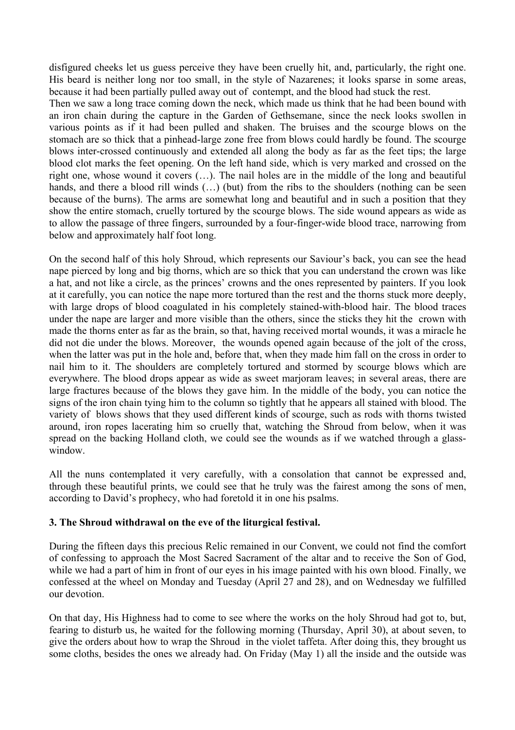disfigured cheeks let us guess perceive they have been cruelly hit, and, particularly, the right one. His beard is neither long nor too small, in the style of Nazarenes; it looks sparse in some areas, because it had been partially pulled away out of contempt, and the blood had stuck the rest.
Then we saw a long trace coming down the neck, which made us think that he had been bound with an iron chain during the capture in the Garden of Gethsemane, since the neck looks swollen in various points as if it had been pulled and shaken. The bruises and the scourge blows on the stomach are so thick that a pinhead-large zone free from blows could hardly be found. The scourge blows inter-crossed continuously and extended all along the body as far as the feet tips; the large blood clot marks the feet opening. On the left hand side, which is very marked and crossed on the right one, whose wound it covers (…). The nail holes are in the middle of the long and beautiful hands, and there a blood rill winds (…) (but) from the ribs to the shoulders (nothing can be seen because of the burns). The arms are somewhat long and beautiful and in such a position that they show the entire stomach, cruelly tortured by the scourge blows. The side wound appears as wide as to allow the passage of three fingers, surrounded by a four-finger-wide blood trace, narrowing from below and approximately half foot long.

On the second half of this holy Shroud, which represents our Saviour's back, you can see the head nape pierced by long and big thorns, which are so thick that you can understand the crown was like a hat, and not like a circle, as the princes' crowns and the ones represented by painters. If you look at it carefully, you can notice the nape more tortured than the rest and the thorns stuck more deeply, with large drops of blood coagulated in his completely stained-with-blood hair. The blood traces under the nape are larger and more visible than the others, since the sticks they hit the crown with made the thorns enter as far as the brain, so that, having received mortal wounds, it was a miracle he did not die under the blows. Moreover, the wounds opened again because of the jolt of the cross, when the latter was put in the hole and, before that, when they made him fall on the cross in order to nail him to it. The shoulders are completely tortured and stormed by scourge blows which are everywhere. The blood drops appear as wide as sweet marjoram leaves; in several areas, there are large fractures because of the blows they gave him. In the middle of the body, you can notice the signs of the iron chain tying him to the column so tightly that he appears all stained with blood. The variety of blows shows that they used different kinds of scourge, such as rods with thorns twisted around, iron ropes lacerating him so cruelly that, watching the Shroud from below, when it was spread on the backing Holland cloth, we could see the wounds as if we watched through a glass-window.

All the nuns contemplated it very carefully, with a consolation that cannot be expressed and, through these beautiful prints, we could see that he truly was the fairest among the sons of men, according to David's prophecy, who had foretold it in one his psalms.

### 3. The Shroud withdrawal on the eve of the liturgical festival.

During the fifteen days this precious Relic remained in our Convent, we could not find the comfort of confessing to approach the Most Sacred Sacrament of the altar and to receive the Son of God, while we had a part of him in front of our eyes in his image painted with his own blood. Finally, we confessed at the wheel on Monday and Tuesday (April 27 and 28), and on Wednesday we fulfilled our devotion.

On that day, His Highness had to come to see where the works on the holy Shroud had got to, but, fearing to disturb us, he waited for the following morning (Thursday, April 30), at about seven, to give the orders about how to wrap the Shroud in the violet taffeta. After doing this, they brought us some cloths, besides the ones we already had. On Friday (May 1) all the inside and the outside was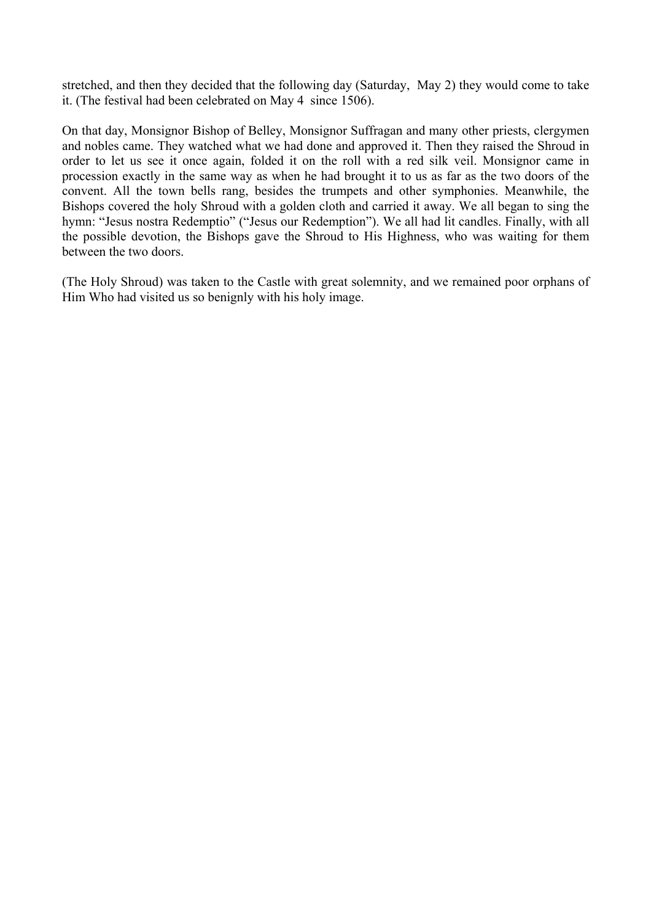stretched, and then they decided that the following day (Saturday, May 2) they would come to take it. (The festival had been celebrated on May 4 since 1506).

On that day, Monsignor Bishop of Belley, Monsignor Suffragan and many other priests, clergymen and nobles came. They watched what we had done and approved it. Then they raised the Shroud in order to let us see it once again, folded it on the roll with a red silk veil. Monsignor came in procession exactly in the same way as when he had brought it to us as far as the two doors of the convent. All the town bells rang, besides the trumpets and other symphonies. Meanwhile, the Bishops covered the holy Shroud with a golden cloth and carried it away. We all began to sing the hymn: "Jesus nostra Redemptio" ("Jesus our Redemption"). We all had lit candles. Finally, with all the possible devotion, the Bishops gave the Shroud to His Highness, who was waiting for them between the two doors.

(The Holy Shroud) was taken to the Castle with great solemnity, and we remained poor orphans of Him Who had visited us so benignly with his holy image.